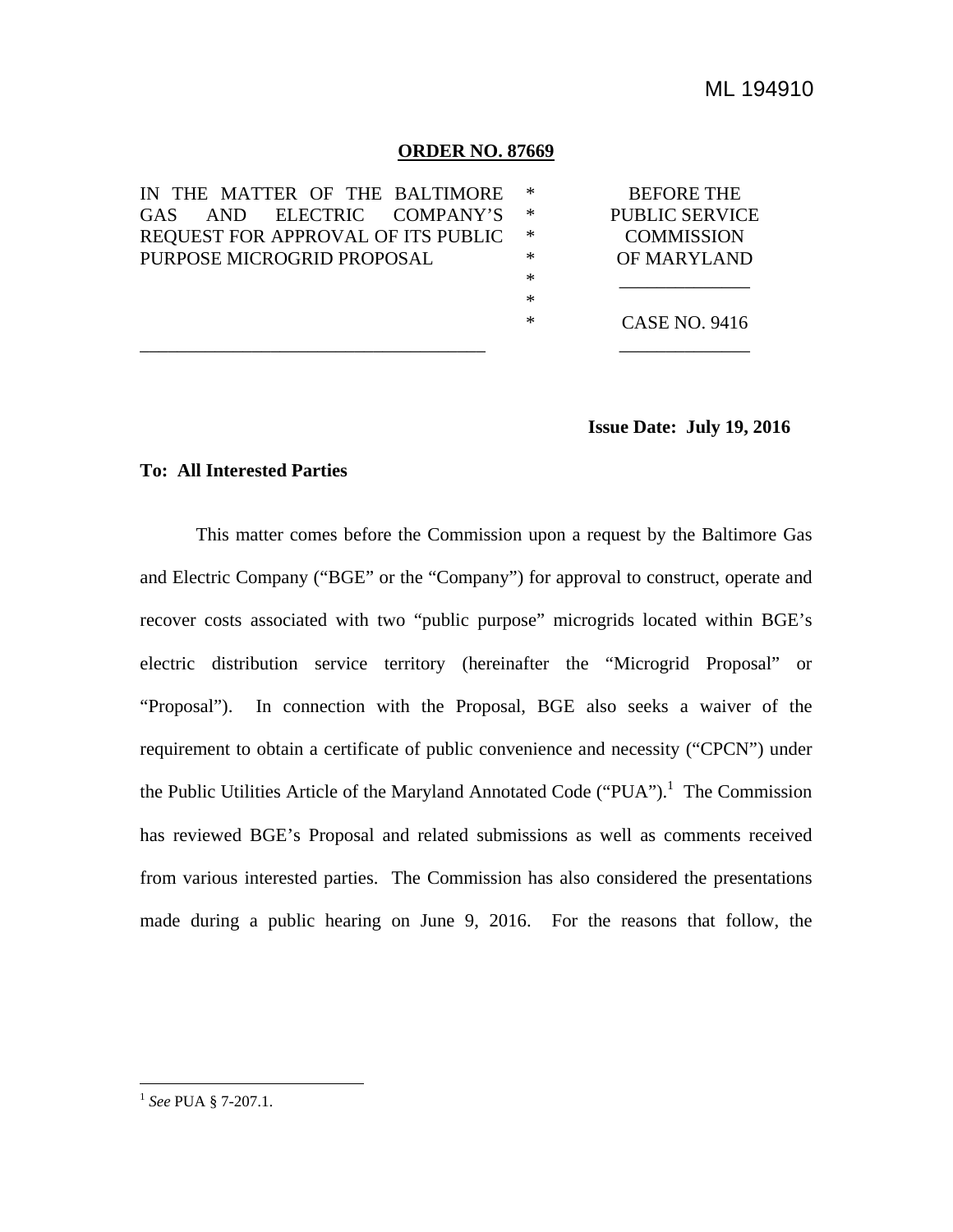ML 194910

**ORDER NO. 87669**

| IN THE MATTER OF THE BALTIMORE GAS AND ELECTRIC COMPANY'S REQUEST FOR APPROVAL OF ITS PUBLIC PURPOSE MICROGRID PROPOSAL | * * * * * * * | BEFORE THE PUBLIC SERVICE COMMISSION OF MARYLAND |
|---|---|---|
| | | CASE NO. 9416 |

**Issue Date: July 19, 2016**

**To: All Interested Parties**

This matter comes before the Commission upon a request by the Baltimore Gas and Electric Company ("BGE" or the "Company") for approval to construct, operate and recover costs associated with two "public purpose" microgrids located within BGE's electric distribution service territory (hereinafter the "Microgrid Proposal" or "Proposal"). In connection with the Proposal, BGE also seeks a waiver of the requirement to obtain a certificate of public convenience and necessity ("CPCN") under the Public Utilities Article of the Maryland Annotated Code ("PUA").[1] The Commission has reviewed BGE's Proposal and related submissions as well as comments received from various interested parties. The Commission has also considered the presentations made during a public hearing on June 9, 2016. For the reasons that follow, the

[1] *See* PUA § 7-207.1.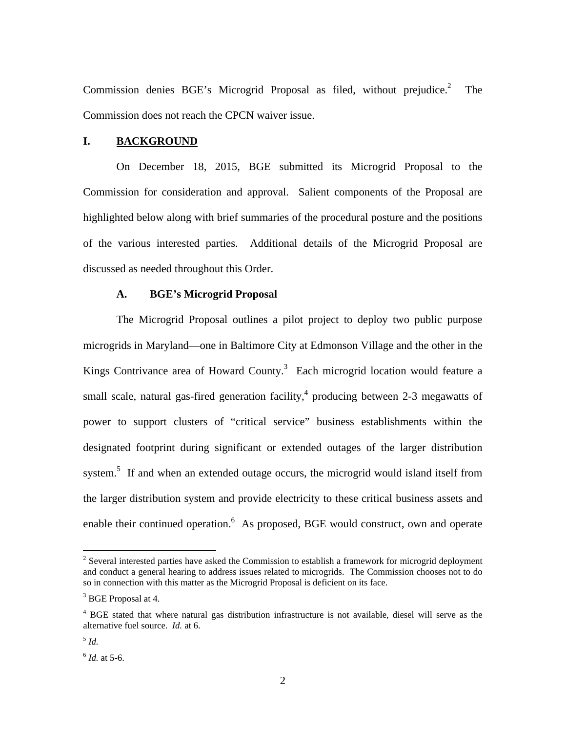Commission denies BGE's Microgrid Proposal as filed, without prejudice.[2] The Commission does not reach the CPCN waiver issue.

## I. BACKGROUND

On December 18, 2015, BGE submitted its Microgrid Proposal to the Commission for consideration and approval. Salient components of the Proposal are highlighted below along with brief summaries of the procedural posture and the positions of the various interested parties. Additional details of the Microgrid Proposal are discussed as needed throughout this Order.

### A. BGE's Microgrid Proposal

The Microgrid Proposal outlines a pilot project to deploy two public purpose microgrids in Maryland—one in Baltimore City at Edmonson Village and the other in the Kings Contrivance area of Howard County.[3] Each microgrid location would feature a small scale, natural gas-fired generation facility,[4] producing between 2-3 megawatts of power to support clusters of "critical service" business establishments within the designated footprint during significant or extended outages of the larger distribution system.[5] If and when an extended outage occurs, the microgrid would island itself from the larger distribution system and provide electricity to these critical business assets and enable their continued operation.[6] As proposed, BGE would construct, own and operate

---

[2] Several interested parties have asked the Commission to establish a framework for microgrid deployment and conduct a general hearing to address issues related to microgrids. The Commission chooses not to do so in connection with this matter as the Microgrid Proposal is deficient on its face.

[3] BGE Proposal at 4.

[4] BGE stated that where natural gas distribution infrastructure is not available, diesel will serve as the alternative fuel source. *Id.* at 6.

[5] *Id.*

[6] *Id.* at 5-6.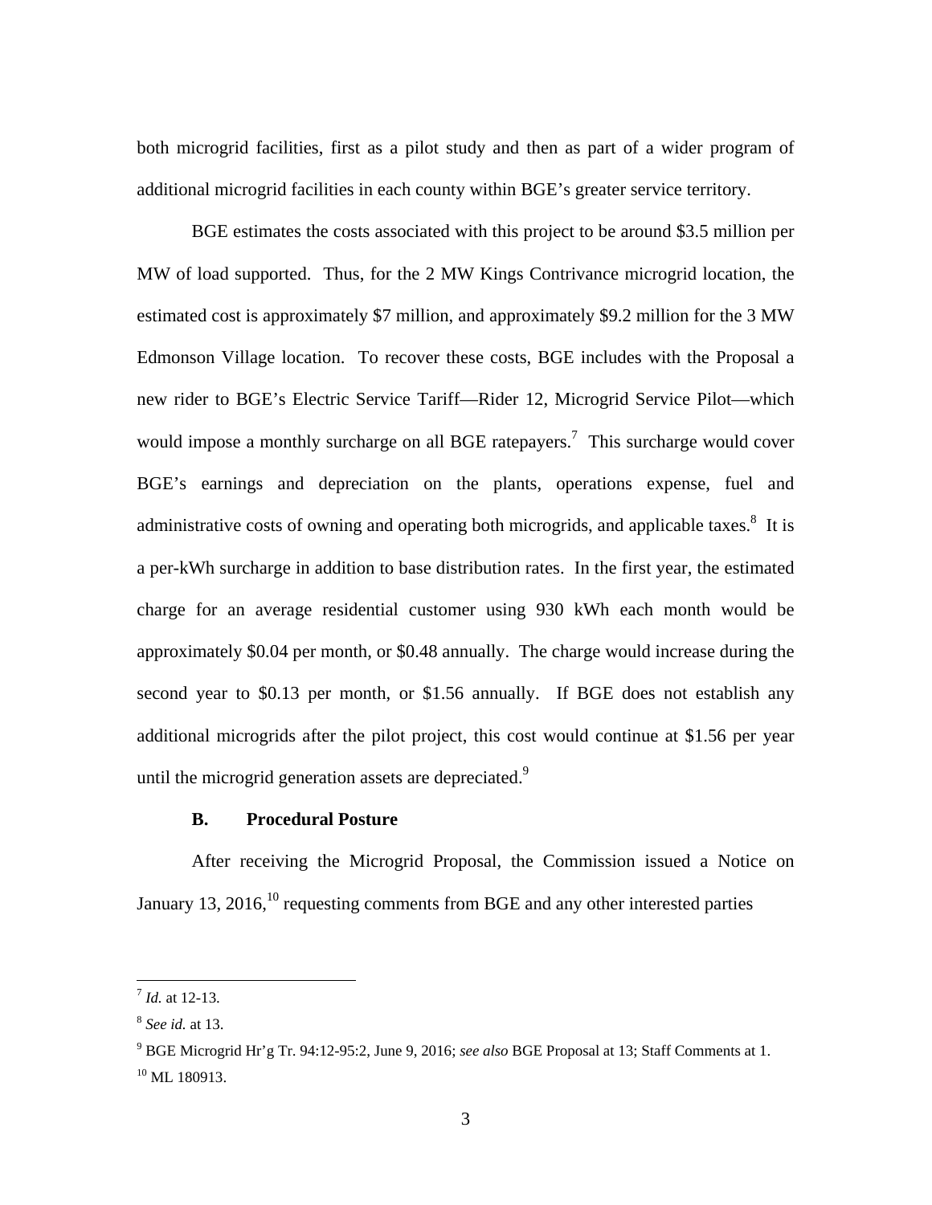both microgrid facilities, first as a pilot study and then as part of a wider program of additional microgrid facilities in each county within BGE's greater service territory.

BGE estimates the costs associated with this project to be around $3.5 million per MW of load supported. Thus, for the 2 MW Kings Contrivance microgrid location, the estimated cost is approximately $7 million, and approximately $9.2 million for the 3 MW Edmonson Village location. To recover these costs, BGE includes with the Proposal a new rider to BGE's Electric Service Tariff—Rider 12, Microgrid Service Pilot—which would impose a monthly surcharge on all BGE ratepayers.[7] This surcharge would cover BGE's earnings and depreciation on the plants, operations expense, fuel and administrative costs of owning and operating both microgrids, and applicable taxes.[8] It is a per-kWh surcharge in addition to base distribution rates. In the first year, the estimated charge for an average residential customer using 930 kWh each month would be approximately $0.04 per month, or $0.48 annually. The charge would increase during the second year to $0.13 per month, or $1.56 annually. If BGE does not establish any additional microgrids after the pilot project, this cost would continue at $1.56 per year until the microgrid generation assets are depreciated.[9]

## B. Procedural Posture

After receiving the Microgrid Proposal, the Commission issued a Notice on January 13, 2016,[10] requesting comments from BGE and any other interested parties

---

[7] *Id.* at 12-13.

[8] *See id.* at 13.

[9] BGE Microgrid Hr'g Tr. 94:12-95:2, June 9, 2016; *see also* BGE Proposal at 13; Staff Comments at 1.

[10] ML 180913.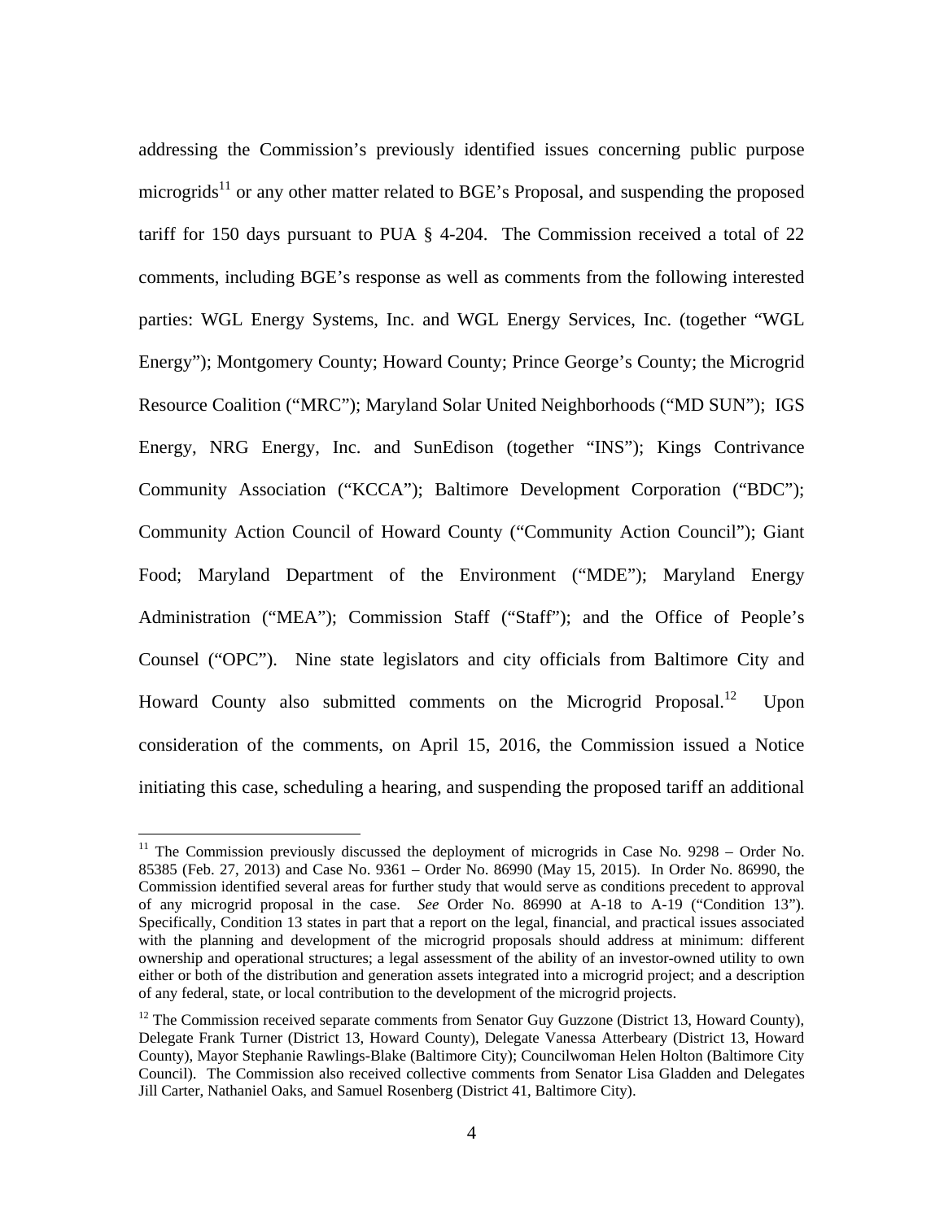addressing the Commission's previously identified issues concerning public purpose microgrids[11] or any other matter related to BGE's Proposal, and suspending the proposed tariff for 150 days pursuant to PUA § 4-204. The Commission received a total of 22 comments, including BGE's response as well as comments from the following interested parties: WGL Energy Systems, Inc. and WGL Energy Services, Inc. (together "WGL Energy"); Montgomery County; Howard County; Prince George's County; the Microgrid Resource Coalition ("MRC"); Maryland Solar United Neighborhoods ("MD SUN"); IGS Energy, NRG Energy, Inc. and SunEdison (together "INS"); Kings Contrivance Community Association ("KCCA"); Baltimore Development Corporation ("BDC"); Community Action Council of Howard County ("Community Action Council"); Giant Food; Maryland Department of the Environment ("MDE"); Maryland Energy Administration ("MEA"); Commission Staff ("Staff"); and the Office of People's Counsel ("OPC"). Nine state legislators and city officials from Baltimore City and Howard County also submitted comments on the Microgrid Proposal.[12] Upon consideration of the comments, on April 15, 2016, the Commission issued a Notice initiating this case, scheduling a hearing, and suspending the proposed tariff an additional

---

[11] The Commission previously discussed the deployment of microgrids in Case No. 9298 – Order No. 85385 (Feb. 27, 2013) and Case No. 9361 – Order No. 86990 (May 15, 2015). In Order No. 86990, the Commission identified several areas for further study that would serve as conditions precedent to approval of any microgrid proposal in the case. *See* Order No. 86990 at A-18 to A-19 ("Condition 13"). Specifically, Condition 13 states in part that a report on the legal, financial, and practical issues associated with the planning and development of the microgrid proposals should address at minimum: different ownership and operational structures; a legal assessment of the ability of an investor-owned utility to own either or both of the distribution and generation assets integrated into a microgrid project; and a description of any federal, state, or local contribution to the development of the microgrid projects.

[12] The Commission received separate comments from Senator Guy Guzzone (District 13, Howard County), Delegate Frank Turner (District 13, Howard County), Delegate Vanessa Atterbeary (District 13, Howard County), Mayor Stephanie Rawlings-Blake (Baltimore City); Councilwoman Helen Holton (Baltimore City Council). The Commission also received collective comments from Senator Lisa Gladden and Delegates Jill Carter, Nathaniel Oaks, and Samuel Rosenberg (District 41, Baltimore City).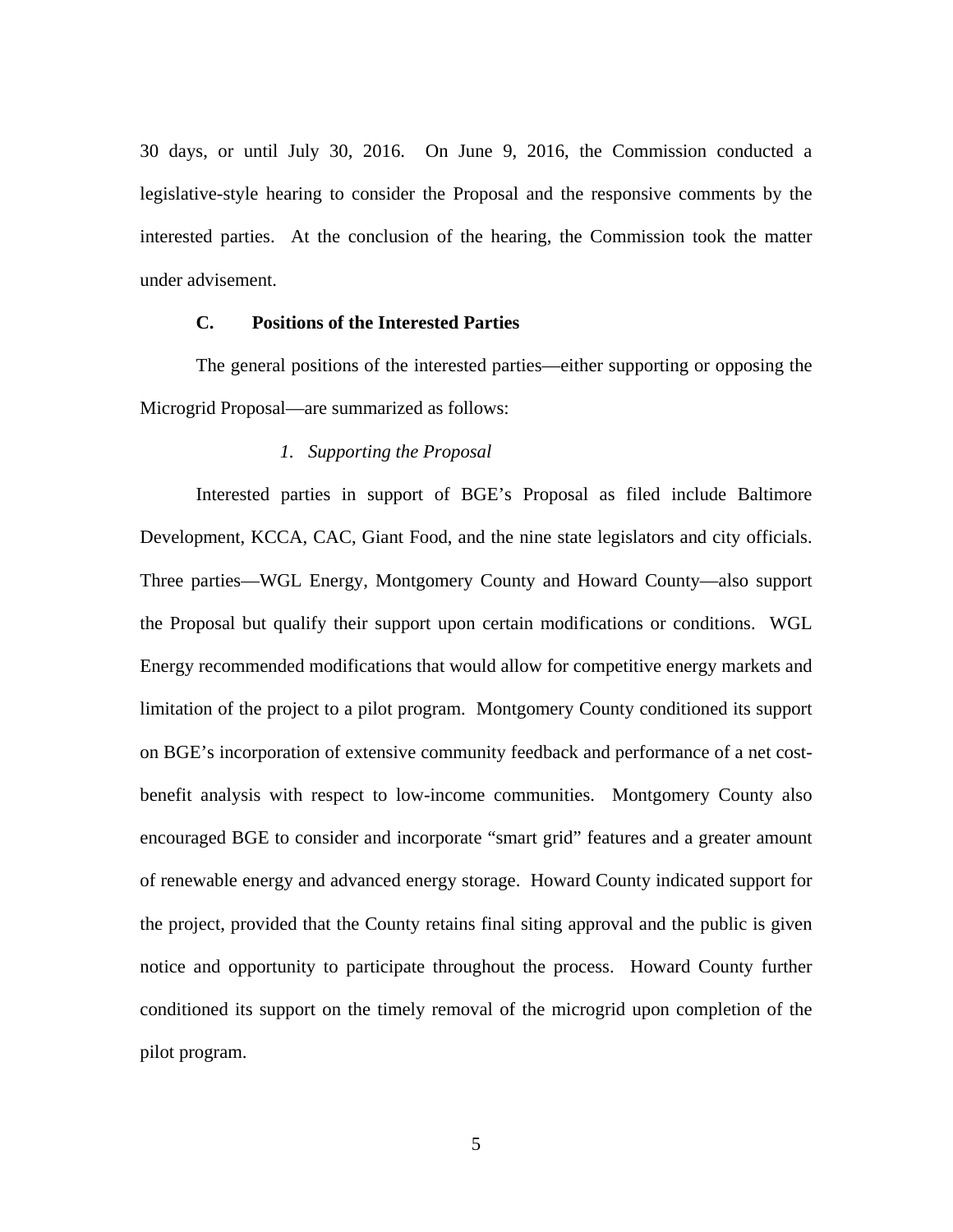30 days, or until July 30, 2016. On June 9, 2016, the Commission conducted a legislative-style hearing to consider the Proposal and the responsive comments by the interested parties. At the conclusion of the hearing, the Commission took the matter under advisement.

### C. Positions of the Interested Parties

The general positions of the interested parties—either supporting or opposing the Microgrid Proposal—are summarized as follows:

#### *1. Supporting the Proposal*

Interested parties in support of BGE's Proposal as filed include Baltimore Development, KCCA, CAC, Giant Food, and the nine state legislators and city officials. Three parties—WGL Energy, Montgomery County and Howard County—also support the Proposal but qualify their support upon certain modifications or conditions. WGL Energy recommended modifications that would allow for competitive energy markets and limitation of the project to a pilot program. Montgomery County conditioned its support on BGE's incorporation of extensive community feedback and performance of a net cost-benefit analysis with respect to low-income communities. Montgomery County also encouraged BGE to consider and incorporate "smart grid" features and a greater amount of renewable energy and advanced energy storage. Howard County indicated support for the project, provided that the County retains final siting approval and the public is given notice and opportunity to participate throughout the process. Howard County further conditioned its support on the timely removal of the microgrid upon completion of the pilot program.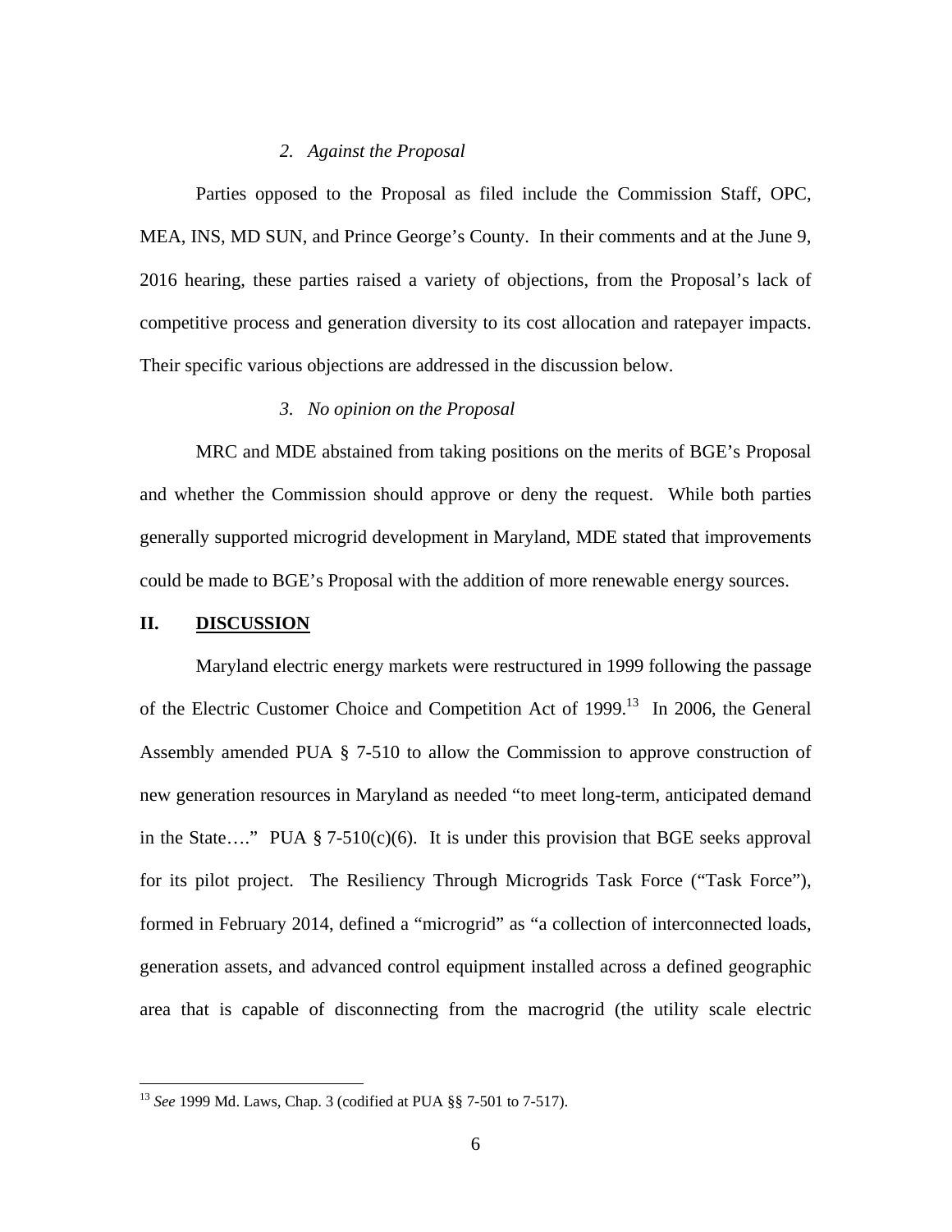*2. Against the Proposal*

Parties opposed to the Proposal as filed include the Commission Staff, OPC, MEA, INS, MD SUN, and Prince George's County. In their comments and at the June 9, 2016 hearing, these parties raised a variety of objections, from the Proposal's lack of competitive process and generation diversity to its cost allocation and ratepayer impacts. Their specific various objections are addressed in the discussion below.

*3. No opinion on the Proposal*

MRC and MDE abstained from taking positions on the merits of BGE's Proposal and whether the Commission should approve or deny the request. While both parties generally supported microgrid development in Maryland, MDE stated that improvements could be made to BGE's Proposal with the addition of more renewable energy sources.

## II. DISCUSSION

Maryland electric energy markets were restructured in 1999 following the passage of the Electric Customer Choice and Competition Act of 1999.[13] In 2006, the General Assembly amended PUA § 7-510 to allow the Commission to approve construction of new generation resources in Maryland as needed "to meet long-term, anticipated demand in the State…." PUA § 7-510(c)(6). It is under this provision that BGE seeks approval for its pilot project. The Resiliency Through Microgrids Task Force ("Task Force"), formed in February 2014, defined a "microgrid" as "a collection of interconnected loads, generation assets, and advanced control equipment installed across a defined geographic area that is capable of disconnecting from the macrogrid (the utility scale electric

[13] *See* 1999 Md. Laws, Chap. 3 (codified at PUA §§ 7-501 to 7-517).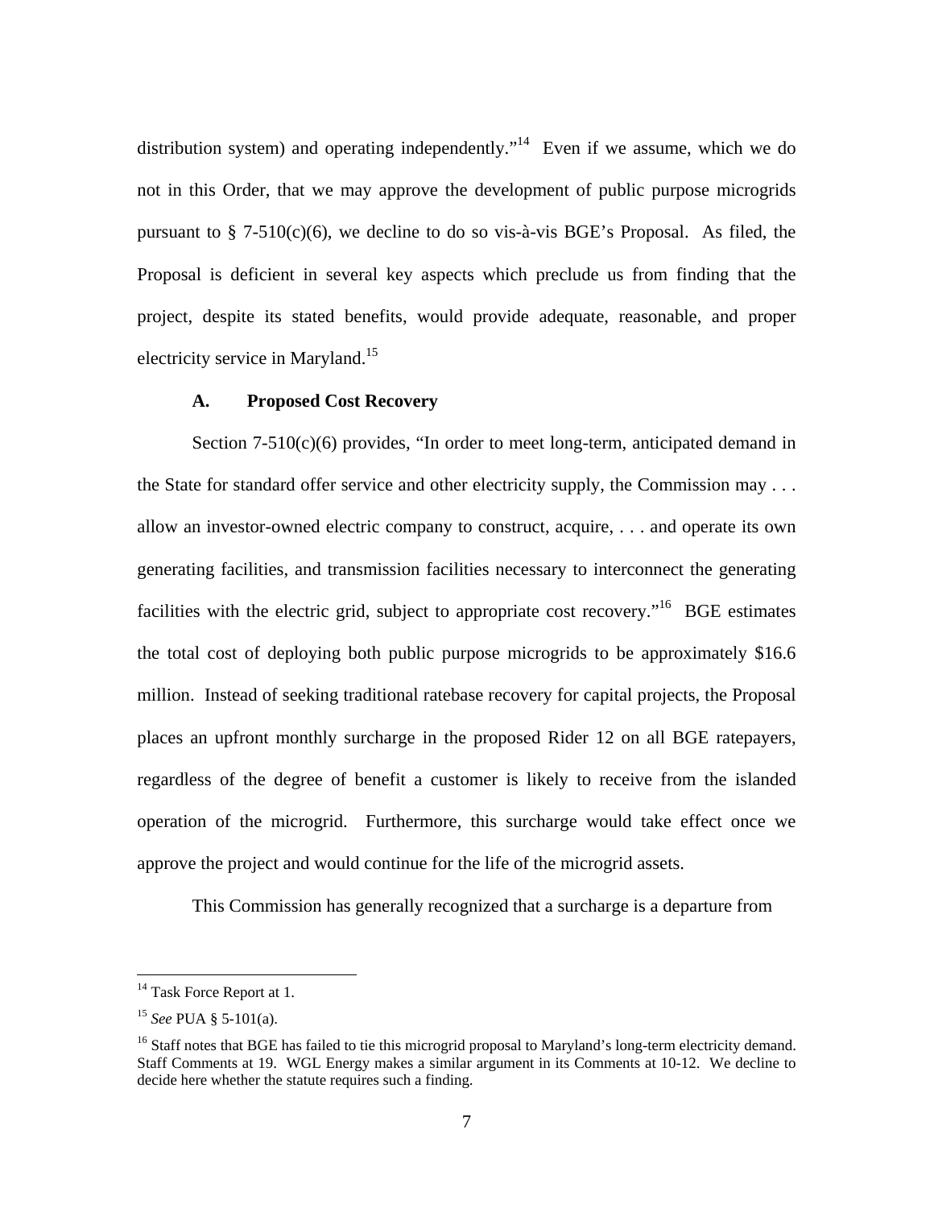distribution system) and operating independently."[14] Even if we assume, which we do not in this Order, that we may approve the development of public purpose microgrids pursuant to § 7-510(c)(6), we decline to do so vis-à-vis BGE's Proposal. As filed, the Proposal is deficient in several key aspects which preclude us from finding that the project, despite its stated benefits, would provide adequate, reasonable, and proper electricity service in Maryland.[15]

### A. Proposed Cost Recovery

Section 7-510(c)(6) provides, "In order to meet long-term, anticipated demand in the State for standard offer service and other electricity supply, the Commission may . . . allow an investor-owned electric company to construct, acquire, . . . and operate its own generating facilities, and transmission facilities necessary to interconnect the generating facilities with the electric grid, subject to appropriate cost recovery."[16] BGE estimates the total cost of deploying both public purpose microgrids to be approximately $16.6 million. Instead of seeking traditional ratebase recovery for capital projects, the Proposal places an upfront monthly surcharge in the proposed Rider 12 on all BGE ratepayers, regardless of the degree of benefit a customer is likely to receive from the islanded operation of the microgrid. Furthermore, this surcharge would take effect once we approve the project and would continue for the life of the microgrid assets.

This Commission has generally recognized that a surcharge is a departure from

---

[14] Task Force Report at 1.

[15] *See* PUA § 5-101(a).

[16] Staff notes that BGE has failed to tie this microgrid proposal to Maryland's long-term electricity demand. Staff Comments at 19. WGL Energy makes a similar argument in its Comments at 10-12. We decline to decide here whether the statute requires such a finding.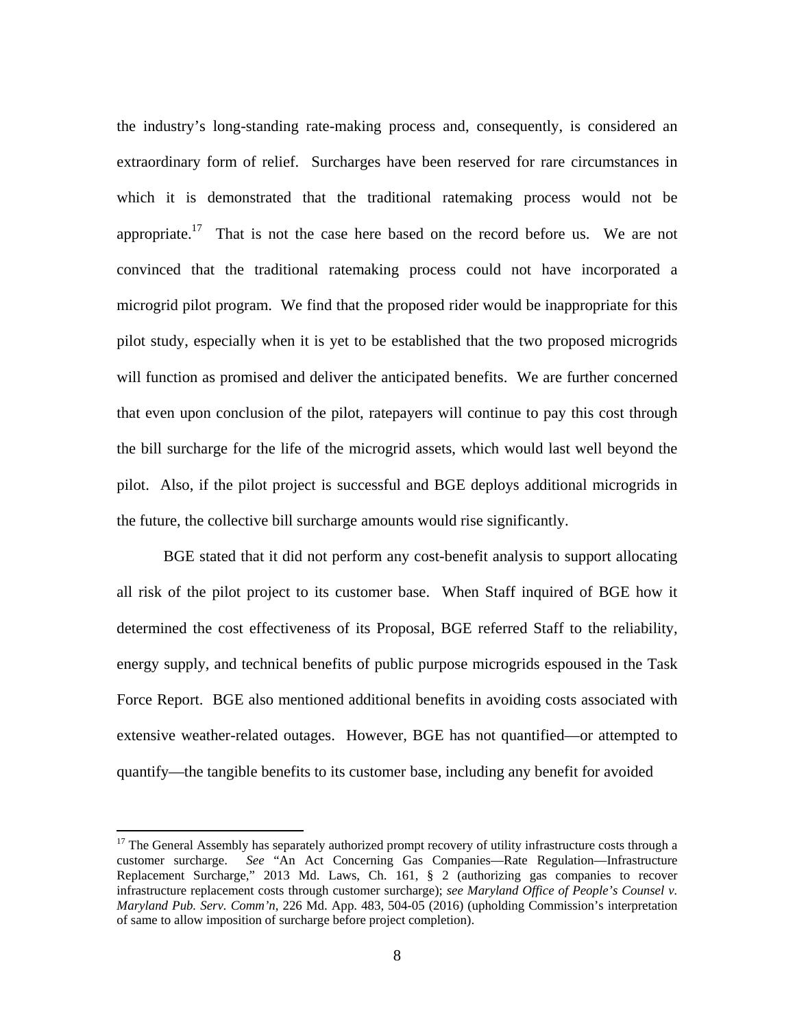the industry's long-standing rate-making process and, consequently, is considered an extraordinary form of relief. Surcharges have been reserved for rare circumstances in which it is demonstrated that the traditional ratemaking process would not be appropriate.[17] That is not the case here based on the record before us. We are not convinced that the traditional ratemaking process could not have incorporated a microgrid pilot program. We find that the proposed rider would be inappropriate for this pilot study, especially when it is yet to be established that the two proposed microgrids will function as promised and deliver the anticipated benefits. We are further concerned that even upon conclusion of the pilot, ratepayers will continue to pay this cost through the bill surcharge for the life of the microgrid assets, which would last well beyond the pilot. Also, if the pilot project is successful and BGE deploys additional microgrids in the future, the collective bill surcharge amounts would rise significantly.

BGE stated that it did not perform any cost-benefit analysis to support allocating all risk of the pilot project to its customer base. When Staff inquired of BGE how it determined the cost effectiveness of its Proposal, BGE referred Staff to the reliability, energy supply, and technical benefits of public purpose microgrids espoused in the Task Force Report. BGE also mentioned additional benefits in avoiding costs associated with extensive weather-related outages. However, BGE has not quantified—or attempted to quantify—the tangible benefits to its customer base, including any benefit for avoided

---

[17] The General Assembly has separately authorized prompt recovery of utility infrastructure costs through a customer surcharge. *See* "An Act Concerning Gas Companies—Rate Regulation—Infrastructure Replacement Surcharge," 2013 Md. Laws, Ch. 161, § 2 (authorizing gas companies to recover infrastructure replacement costs through customer surcharge); *see Maryland Office of People's Counsel v. Maryland Pub. Serv. Comm'n*, 226 Md. App. 483, 504-05 (2016) (upholding Commission's interpretation of same to allow imposition of surcharge before project completion).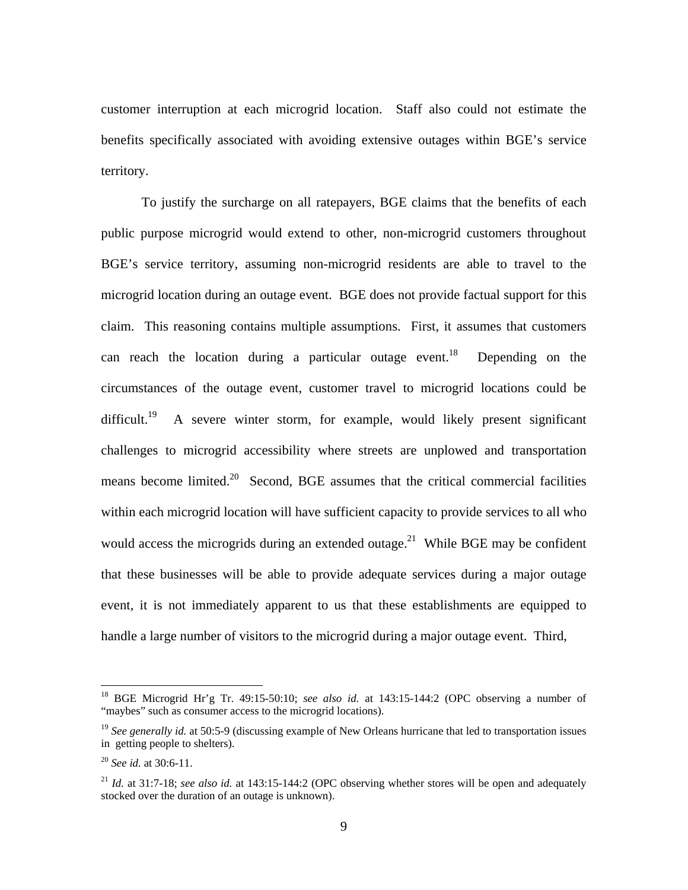customer interruption at each microgrid location. Staff also could not estimate the benefits specifically associated with avoiding extensive outages within BGE's service territory.

To justify the surcharge on all ratepayers, BGE claims that the benefits of each public purpose microgrid would extend to other, non-microgrid customers throughout BGE's service territory, assuming non-microgrid residents are able to travel to the microgrid location during an outage event. BGE does not provide factual support for this claim. This reasoning contains multiple assumptions. First, it assumes that customers can reach the location during a particular outage event.[18] Depending on the circumstances of the outage event, customer travel to microgrid locations could be difficult.[19] A severe winter storm, for example, would likely present significant challenges to microgrid accessibility where streets are unplowed and transportation means become limited.[20] Second, BGE assumes that the critical commercial facilities within each microgrid location will have sufficient capacity to provide services to all who would access the microgrids during an extended outage.[21] While BGE may be confident that these businesses will be able to provide adequate services during a major outage event, it is not immediately apparent to us that these establishments are equipped to handle a large number of visitors to the microgrid during a major outage event. Third,

---

[18] BGE Microgrid Hr'g Tr. 49:15-50:10; *see also id.* at 143:15-144:2 (OPC observing a number of "maybes" such as consumer access to the microgrid locations).

[19] *See generally id.* at 50:5-9 (discussing example of New Orleans hurricane that led to transportation issues in getting people to shelters).

[20] *See id.* at 30:6-11.

[21] *Id.* at 31:7-18; *see also id.* at 143:15-144:2 (OPC observing whether stores will be open and adequately stocked over the duration of an outage is unknown).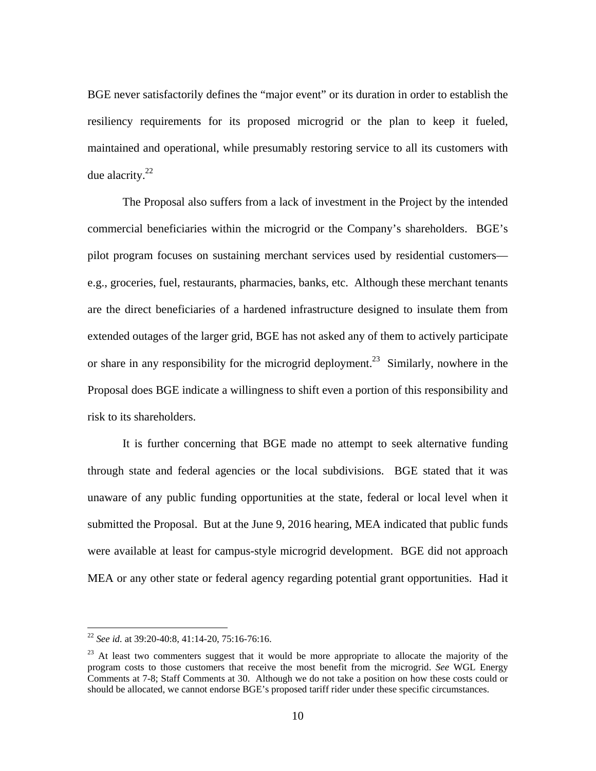BGE never satisfactorily defines the "major event" or its duration in order to establish the resiliency requirements for its proposed microgrid or the plan to keep it fueled, maintained and operational, while presumably restoring service to all its customers with due alacrity.[22]

The Proposal also suffers from a lack of investment in the Project by the intended commercial beneficiaries within the microgrid or the Company's shareholders. BGE's pilot program focuses on sustaining merchant services used by residential customers—e.g., groceries, fuel, restaurants, pharmacies, banks, etc. Although these merchant tenants are the direct beneficiaries of a hardened infrastructure designed to insulate them from extended outages of the larger grid, BGE has not asked any of them to actively participate or share in any responsibility for the microgrid deployment.[23] Similarly, nowhere in the Proposal does BGE indicate a willingness to shift even a portion of this responsibility and risk to its shareholders.

It is further concerning that BGE made no attempt to seek alternative funding through state and federal agencies or the local subdivisions. BGE stated that it was unaware of any public funding opportunities at the state, federal or local level when it submitted the Proposal. But at the June 9, 2016 hearing, MEA indicated that public funds were available at least for campus-style microgrid development. BGE did not approach MEA or any other state or federal agency regarding potential grant opportunities. Had it

---

[22] *See id.* at 39:20-40:8, 41:14-20, 75:16-76:16.

[23] At least two commenters suggest that it would be more appropriate to allocate the majority of the program costs to those customers that receive the most benefit from the microgrid. *See* WGL Energy Comments at 7-8; Staff Comments at 30. Although we do not take a position on how these costs could or should be allocated, we cannot endorse BGE's proposed tariff rider under these specific circumstances.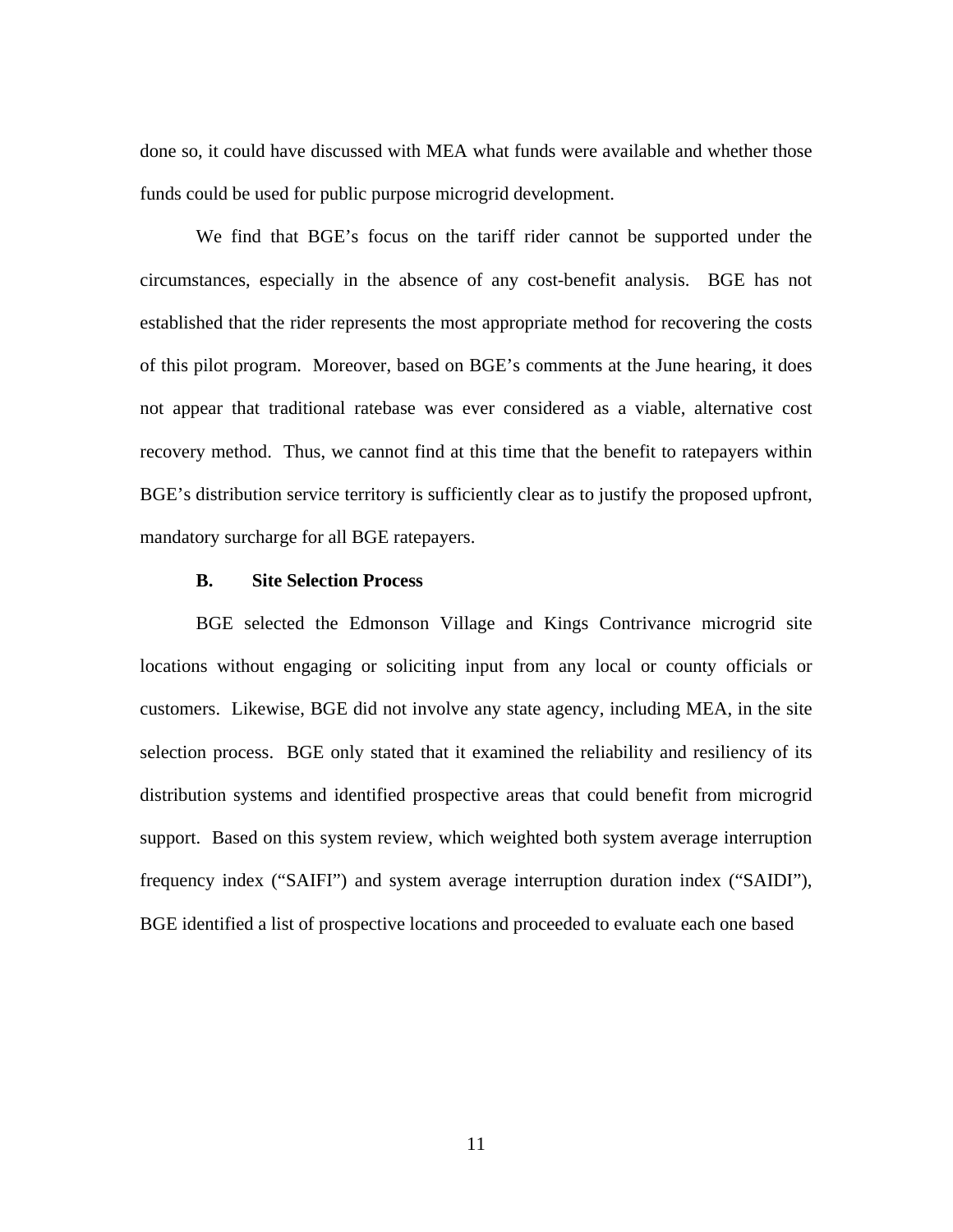done so, it could have discussed with MEA what funds were available and whether those funds could be used for public purpose microgrid development.

We find that BGE's focus on the tariff rider cannot be supported under the circumstances, especially in the absence of any cost-benefit analysis. BGE has not established that the rider represents the most appropriate method for recovering the costs of this pilot program. Moreover, based on BGE's comments at the June hearing, it does not appear that traditional ratebase was ever considered as a viable, alternative cost recovery method. Thus, we cannot find at this time that the benefit to ratepayers within BGE's distribution service territory is sufficiently clear as to justify the proposed upfront, mandatory surcharge for all BGE ratepayers.

### B. Site Selection Process

BGE selected the Edmonson Village and Kings Contrivance microgrid site locations without engaging or soliciting input from any local or county officials or customers. Likewise, BGE did not involve any state agency, including MEA, in the site selection process. BGE only stated that it examined the reliability and resiliency of its distribution systems and identified prospective areas that could benefit from microgrid support. Based on this system review, which weighted both system average interruption frequency index ("SAIFI") and system average interruption duration index ("SAIDI"), BGE identified a list of prospective locations and proceeded to evaluate each one based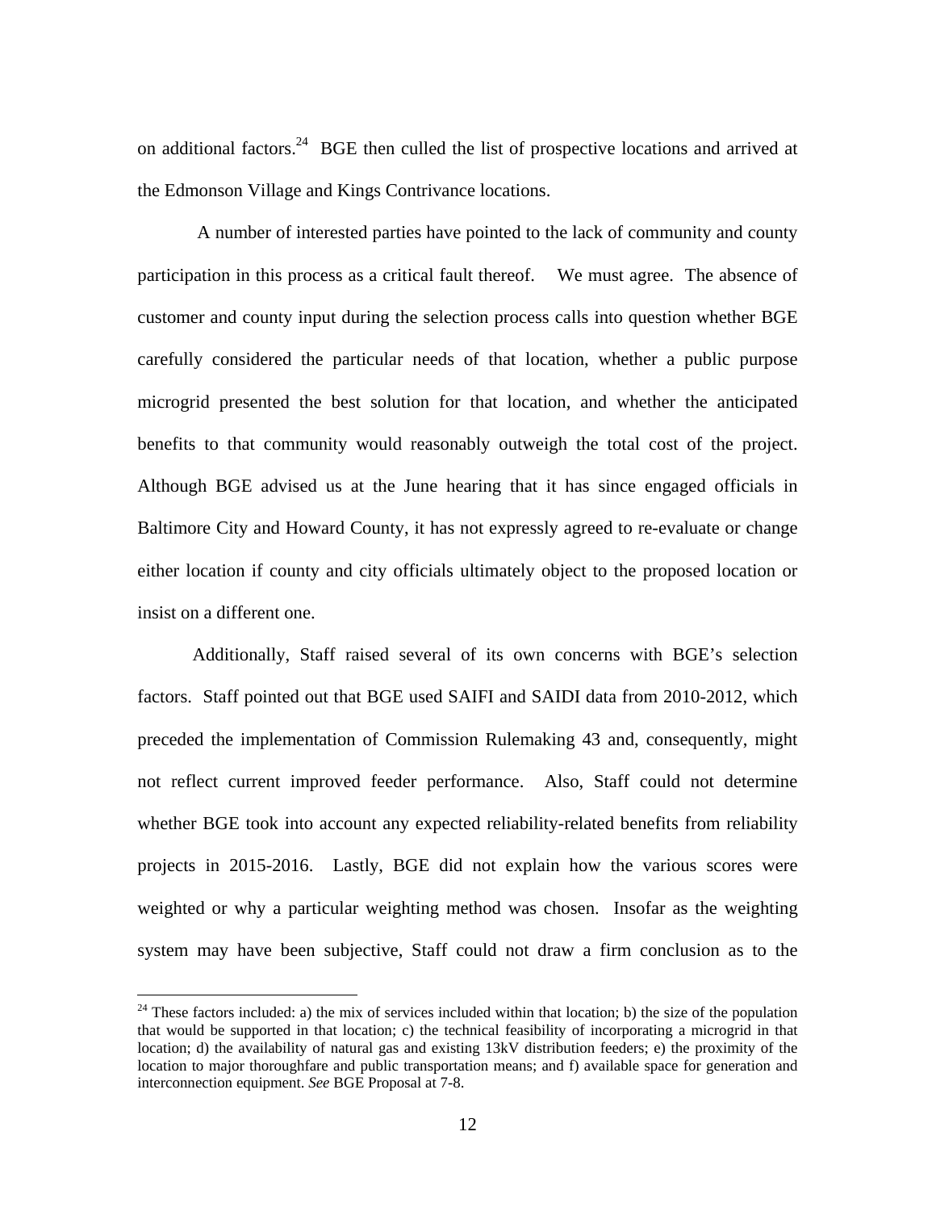on additional factors.[24] BGE then culled the list of prospective locations and arrived at the Edmonson Village and Kings Contrivance locations.

A number of interested parties have pointed to the lack of community and county participation in this process as a critical fault thereof. We must agree. The absence of customer and county input during the selection process calls into question whether BGE carefully considered the particular needs of that location, whether a public purpose microgrid presented the best solution for that location, and whether the anticipated benefits to that community would reasonably outweigh the total cost of the project. Although BGE advised us at the June hearing that it has since engaged officials in Baltimore City and Howard County, it has not expressly agreed to re-evaluate or change either location if county and city officials ultimately object to the proposed location or insist on a different one.

Additionally, Staff raised several of its own concerns with BGE's selection factors. Staff pointed out that BGE used SAIFI and SAIDI data from 2010-2012, which preceded the implementation of Commission Rulemaking 43 and, consequently, might not reflect current improved feeder performance. Also, Staff could not determine whether BGE took into account any expected reliability-related benefits from reliability projects in 2015-2016. Lastly, BGE did not explain how the various scores were weighted or why a particular weighting method was chosen. Insofar as the weighting system may have been subjective, Staff could not draw a firm conclusion as to the

---

[24] These factors included: a) the mix of services included within that location; b) the size of the population that would be supported in that location; c) the technical feasibility of incorporating a microgrid in that location; d) the availability of natural gas and existing 13kV distribution feeders; e) the proximity of the location to major thoroughfare and public transportation means; and f) available space for generation and interconnection equipment. *See* BGE Proposal at 7-8.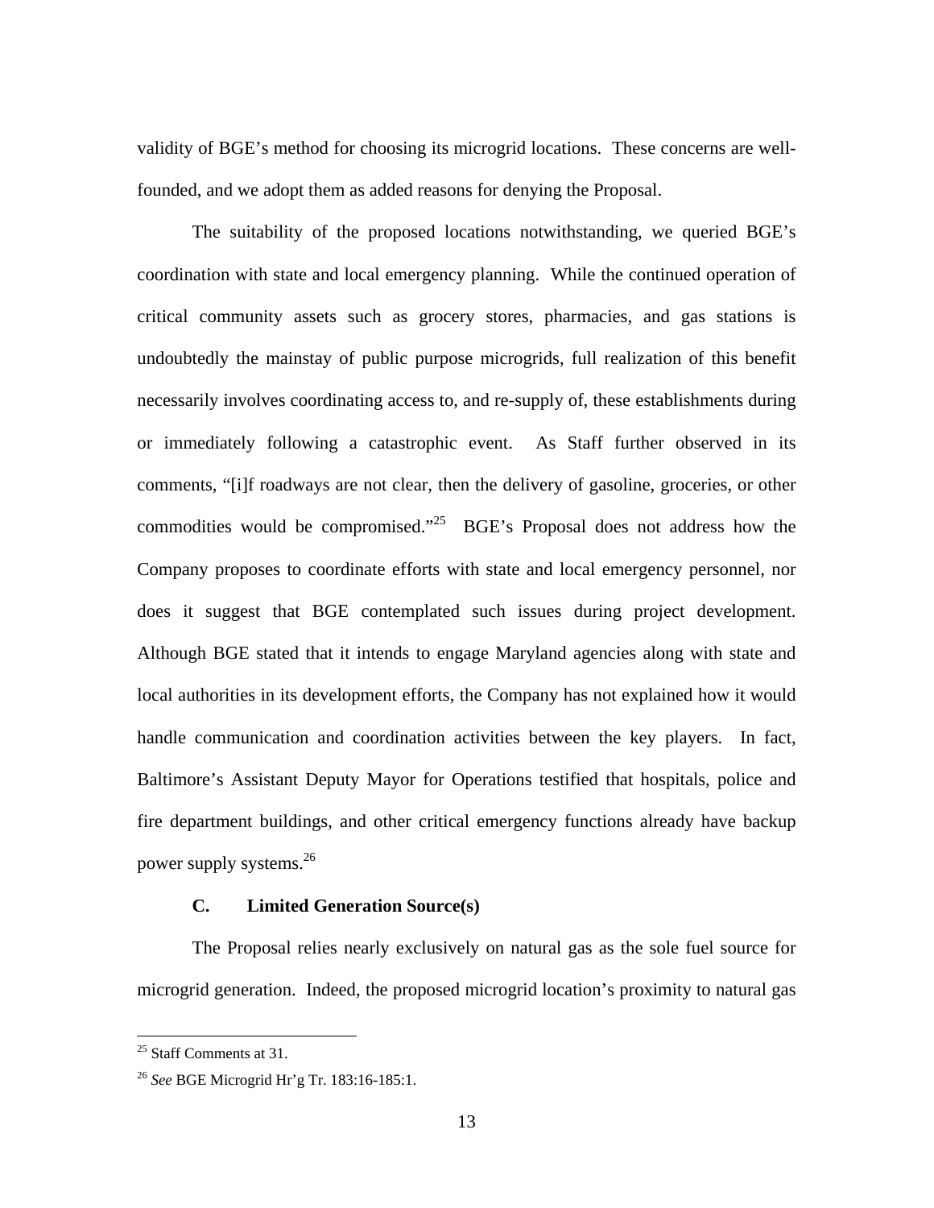validity of BGE's method for choosing its microgrid locations. These concerns are well-founded, and we adopt them as added reasons for denying the Proposal.

The suitability of the proposed locations notwithstanding, we queried BGE's coordination with state and local emergency planning. While the continued operation of critical community assets such as grocery stores, pharmacies, and gas stations is undoubtedly the mainstay of public purpose microgrids, full realization of this benefit necessarily involves coordinating access to, and re-supply of, these establishments during or immediately following a catastrophic event. As Staff further observed in its comments, "[i]f roadways are not clear, then the delivery of gasoline, groceries, or other commodities would be compromised."[25] BGE's Proposal does not address how the Company proposes to coordinate efforts with state and local emergency personnel, nor does it suggest that BGE contemplated such issues during project development. Although BGE stated that it intends to engage Maryland agencies along with state and local authorities in its development efforts, the Company has not explained how it would handle communication and coordination activities between the key players. In fact, Baltimore's Assistant Deputy Mayor for Operations testified that hospitals, police and fire department buildings, and other critical emergency functions already have backup power supply systems.[26]

### C. Limited Generation Source(s)

The Proposal relies nearly exclusively on natural gas as the sole fuel source for microgrid generation. Indeed, the proposed microgrid location's proximity to natural gas

---

[25] Staff Comments at 31.

[26] *See* BGE Microgrid Hr'g Tr. 183:16-185:1.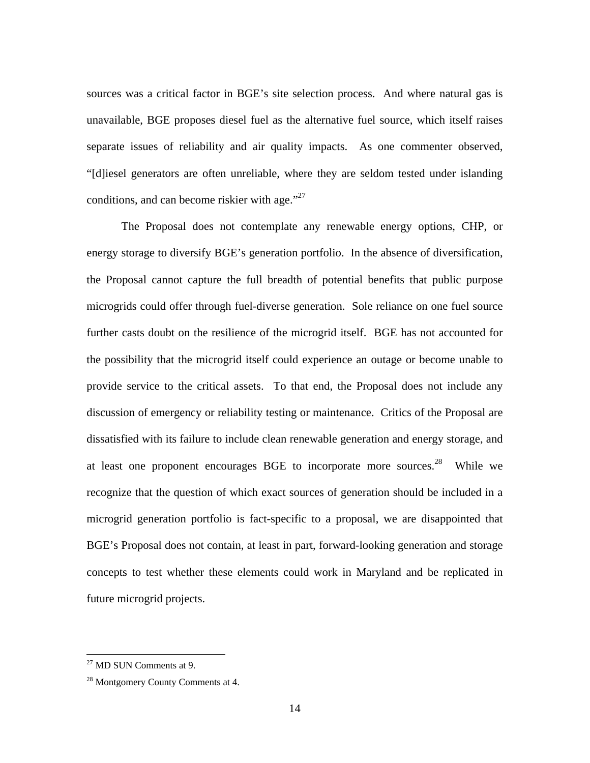sources was a critical factor in BGE's site selection process. And where natural gas is unavailable, BGE proposes diesel fuel as the alternative fuel source, which itself raises separate issues of reliability and air quality impacts. As one commenter observed, "[d]iesel generators are often unreliable, where they are seldom tested under islanding conditions, and can become riskier with age."[27]

The Proposal does not contemplate any renewable energy options, CHP, or energy storage to diversify BGE's generation portfolio. In the absence of diversification, the Proposal cannot capture the full breadth of potential benefits that public purpose microgrids could offer through fuel-diverse generation. Sole reliance on one fuel source further casts doubt on the resilience of the microgrid itself. BGE has not accounted for the possibility that the microgrid itself could experience an outage or become unable to provide service to the critical assets. To that end, the Proposal does not include any discussion of emergency or reliability testing or maintenance. Critics of the Proposal are dissatisfied with its failure to include clean renewable generation and energy storage, and at least one proponent encourages BGE to incorporate more sources.[28] While we recognize that the question of which exact sources of generation should be included in a microgrid generation portfolio is fact-specific to a proposal, we are disappointed that BGE's Proposal does not contain, at least in part, forward-looking generation and storage concepts to test whether these elements could work in Maryland and be replicated in future microgrid projects.

---

[27] MD SUN Comments at 9.

[28] Montgomery County Comments at 4.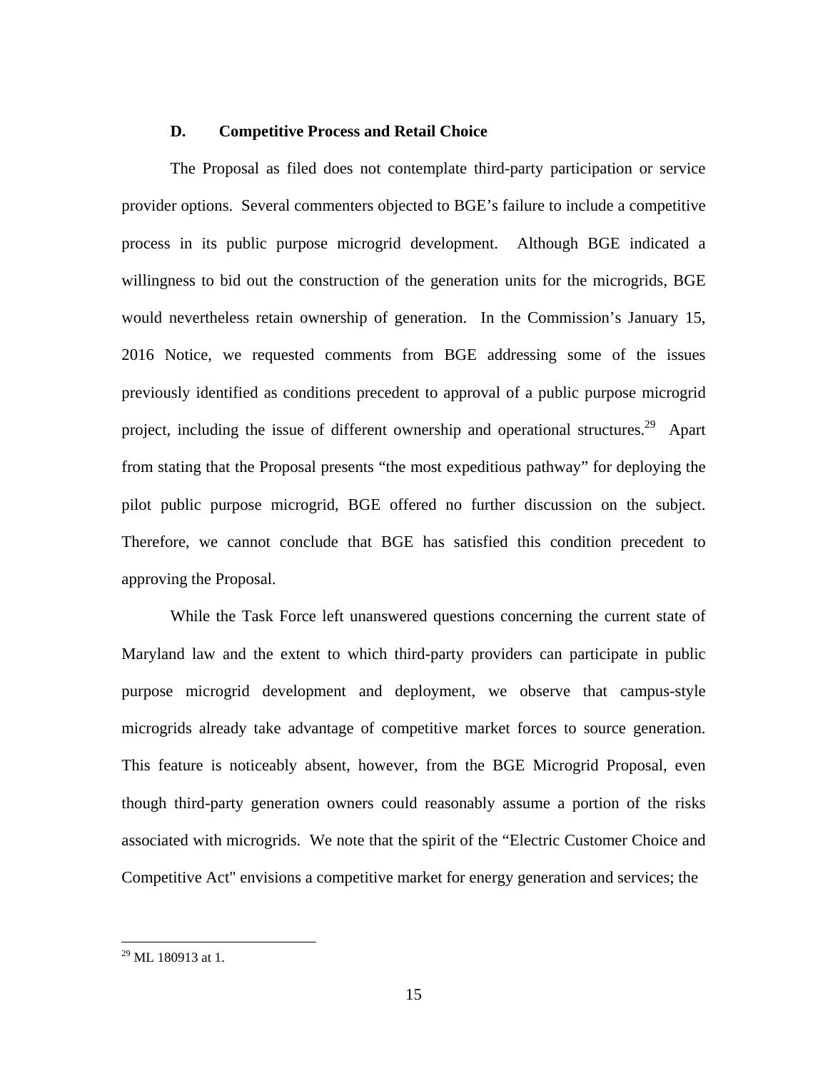### D. Competitive Process and Retail Choice

The Proposal as filed does not contemplate third-party participation or service provider options. Several commenters objected to BGE's failure to include a competitive process in its public purpose microgrid development. Although BGE indicated a willingness to bid out the construction of the generation units for the microgrids, BGE would nevertheless retain ownership of generation. In the Commission's January 15, 2016 Notice, we requested comments from BGE addressing some of the issues previously identified as conditions precedent to approval of a public purpose microgrid project, including the issue of different ownership and operational structures.[29] Apart from stating that the Proposal presents "the most expeditious pathway" for deploying the pilot public purpose microgrid, BGE offered no further discussion on the subject. Therefore, we cannot conclude that BGE has satisfied this condition precedent to approving the Proposal.

While the Task Force left unanswered questions concerning the current state of Maryland law and the extent to which third-party providers can participate in public purpose microgrid development and deployment, we observe that campus-style microgrids already take advantage of competitive market forces to source generation. This feature is noticeably absent, however, from the BGE Microgrid Proposal, even though third-party generation owners could reasonably assume a portion of the risks associated with microgrids. We note that the spirit of the "Electric Customer Choice and Competitive Act" envisions a competitive market for energy generation and services; the

---

[29] ML 180913 at 1.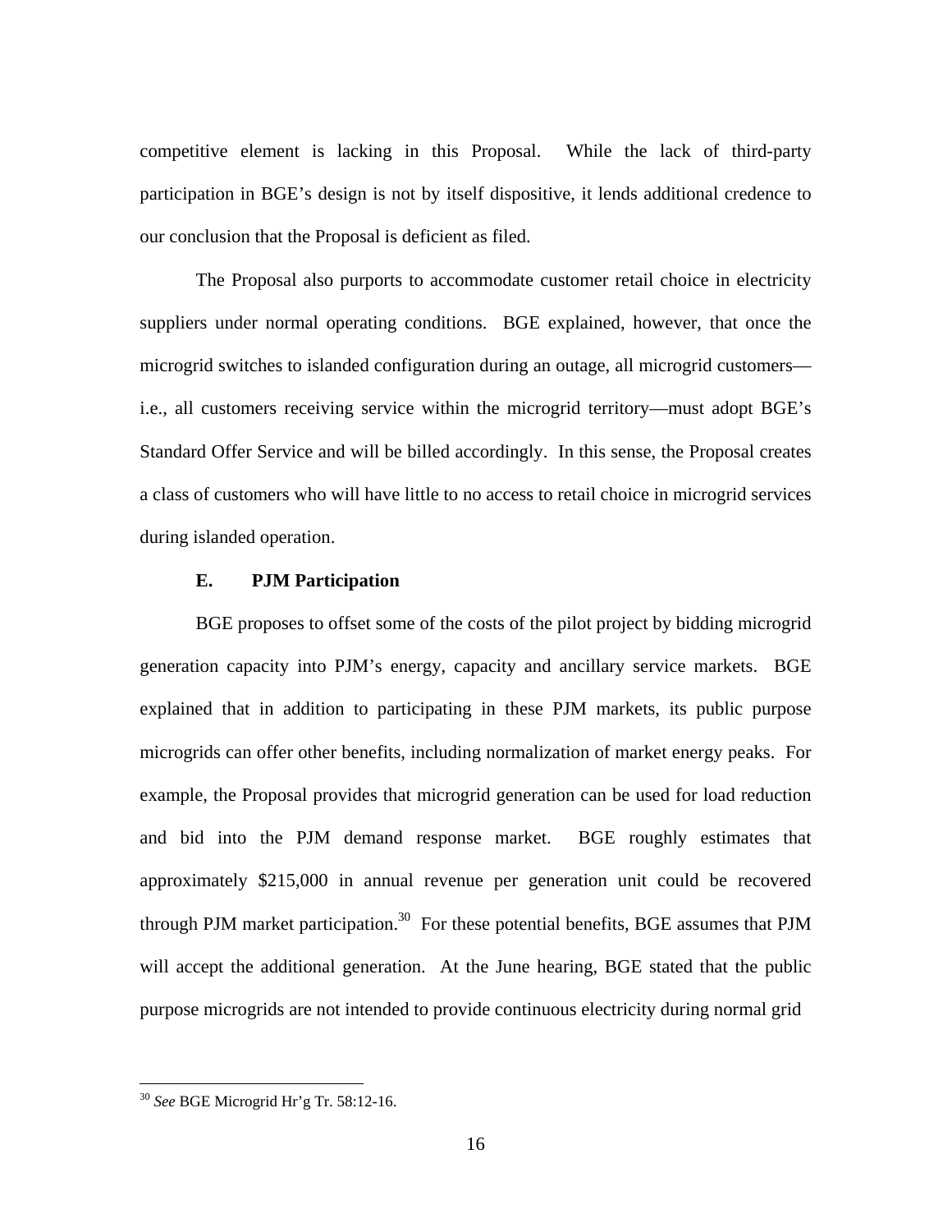competitive element is lacking in this Proposal. While the lack of third-party participation in BGE's design is not by itself dispositive, it lends additional credence to our conclusion that the Proposal is deficient as filed.

The Proposal also purports to accommodate customer retail choice in electricity suppliers under normal operating conditions. BGE explained, however, that once the microgrid switches to islanded configuration during an outage, all microgrid customers—i.e., all customers receiving service within the microgrid territory—must adopt BGE's Standard Offer Service and will be billed accordingly. In this sense, the Proposal creates a class of customers who will have little to no access to retail choice in microgrid services during islanded operation.

### E. PJM Participation

BGE proposes to offset some of the costs of the pilot project by bidding microgrid generation capacity into PJM's energy, capacity and ancillary service markets. BGE explained that in addition to participating in these PJM markets, its public purpose microgrids can offer other benefits, including normalization of market energy peaks. For example, the Proposal provides that microgrid generation can be used for load reduction and bid into the PJM demand response market. BGE roughly estimates that approximately $215,000 in annual revenue per generation unit could be recovered through PJM market participation.[30] For these potential benefits, BGE assumes that PJM will accept the additional generation. At the June hearing, BGE stated that the public purpose microgrids are not intended to provide continuous electricity during normal grid

[30] *See* BGE Microgrid Hr'g Tr. 58:12-16.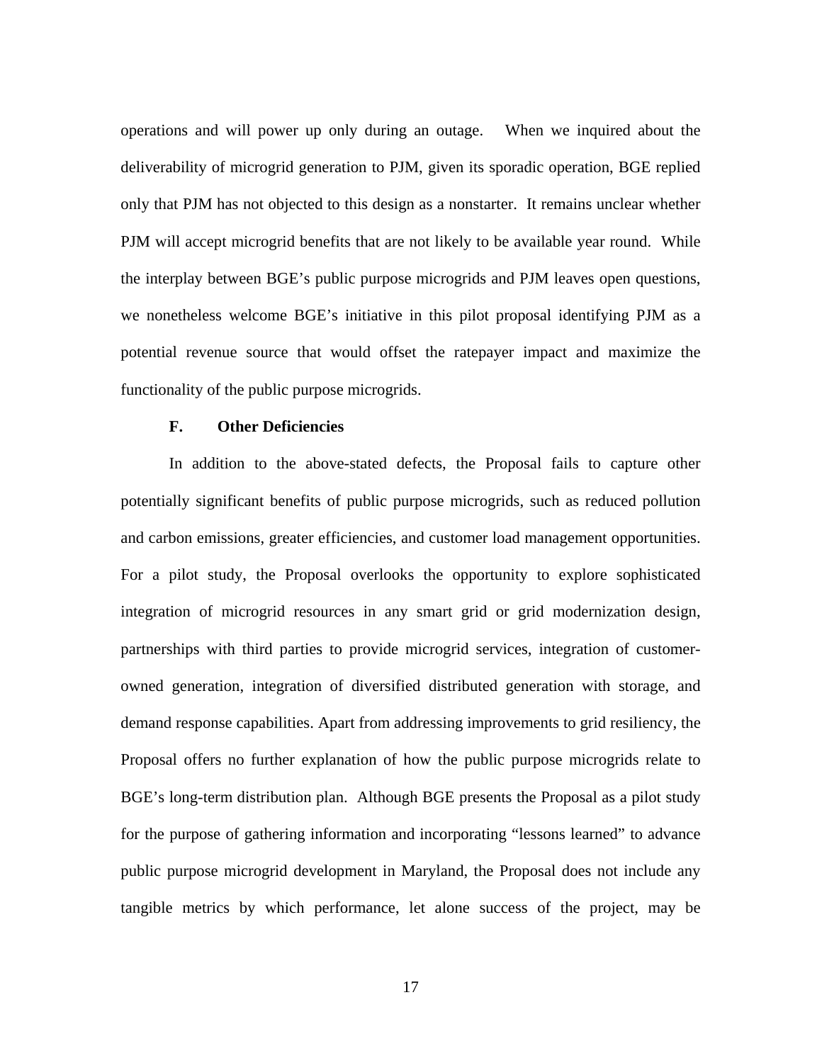operations and will power up only during an outage. When we inquired about the deliverability of microgrid generation to PJM, given its sporadic operation, BGE replied only that PJM has not objected to this design as a nonstarter. It remains unclear whether PJM will accept microgrid benefits that are not likely to be available year round. While the interplay between BGE's public purpose microgrids and PJM leaves open questions, we nonetheless welcome BGE's initiative in this pilot proposal identifying PJM as a potential revenue source that would offset the ratepayer impact and maximize the functionality of the public purpose microgrids.

### F. Other Deficiencies

In addition to the above-stated defects, the Proposal fails to capture other potentially significant benefits of public purpose microgrids, such as reduced pollution and carbon emissions, greater efficiencies, and customer load management opportunities. For a pilot study, the Proposal overlooks the opportunity to explore sophisticated integration of microgrid resources in any smart grid or grid modernization design, partnerships with third parties to provide microgrid services, integration of customer-owned generation, integration of diversified distributed generation with storage, and demand response capabilities. Apart from addressing improvements to grid resiliency, the Proposal offers no further explanation of how the public purpose microgrids relate to BGE's long-term distribution plan. Although BGE presents the Proposal as a pilot study for the purpose of gathering information and incorporating "lessons learned" to advance public purpose microgrid development in Maryland, the Proposal does not include any tangible metrics by which performance, let alone success of the project, may be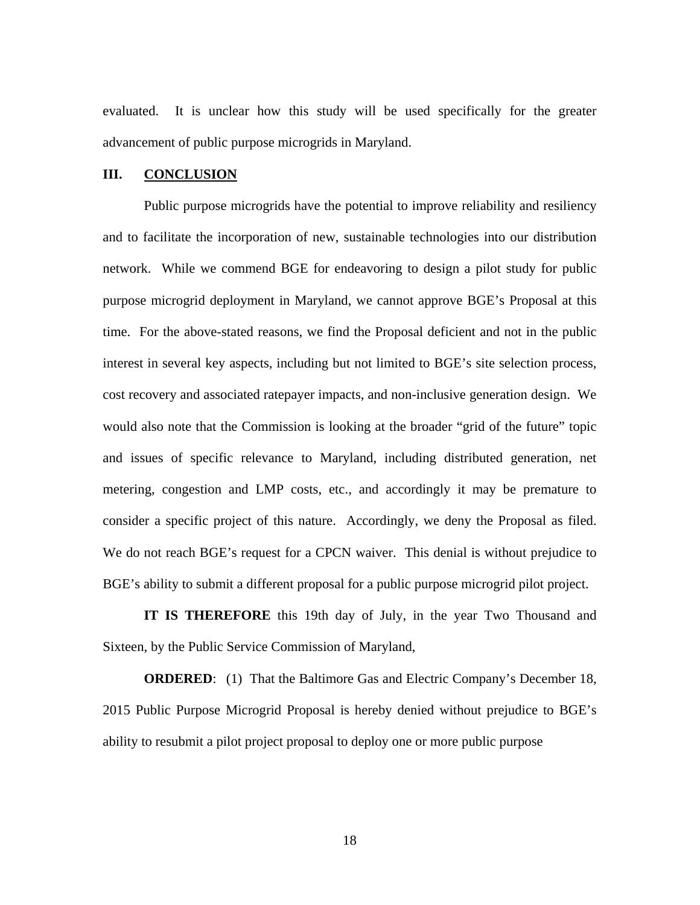evaluated. It is unclear how this study will be used specifically for the greater advancement of public purpose microgrids in Maryland.

## III. CONCLUSION

Public purpose microgrids have the potential to improve reliability and resiliency and to facilitate the incorporation of new, sustainable technologies into our distribution network. While we commend BGE for endeavoring to design a pilot study for public purpose microgrid deployment in Maryland, we cannot approve BGE's Proposal at this time. For the above-stated reasons, we find the Proposal deficient and not in the public interest in several key aspects, including but not limited to BGE's site selection process, cost recovery and associated ratepayer impacts, and non-inclusive generation design. We would also note that the Commission is looking at the broader "grid of the future" topic and issues of specific relevance to Maryland, including distributed generation, net metering, congestion and LMP costs, etc., and accordingly it may be premature to consider a specific project of this nature. Accordingly, we deny the Proposal as filed. We do not reach BGE's request for a CPCN waiver. This denial is without prejudice to BGE's ability to submit a different proposal for a public purpose microgrid pilot project.

**IT IS THEREFORE** this 19th day of July, in the year Two Thousand and Sixteen, by the Public Service Commission of Maryland,

**ORDERED**: (1) That the Baltimore Gas and Electric Company's December 18, 2015 Public Purpose Microgrid Proposal is hereby denied without prejudice to BGE's ability to resubmit a pilot project proposal to deploy one or more public purpose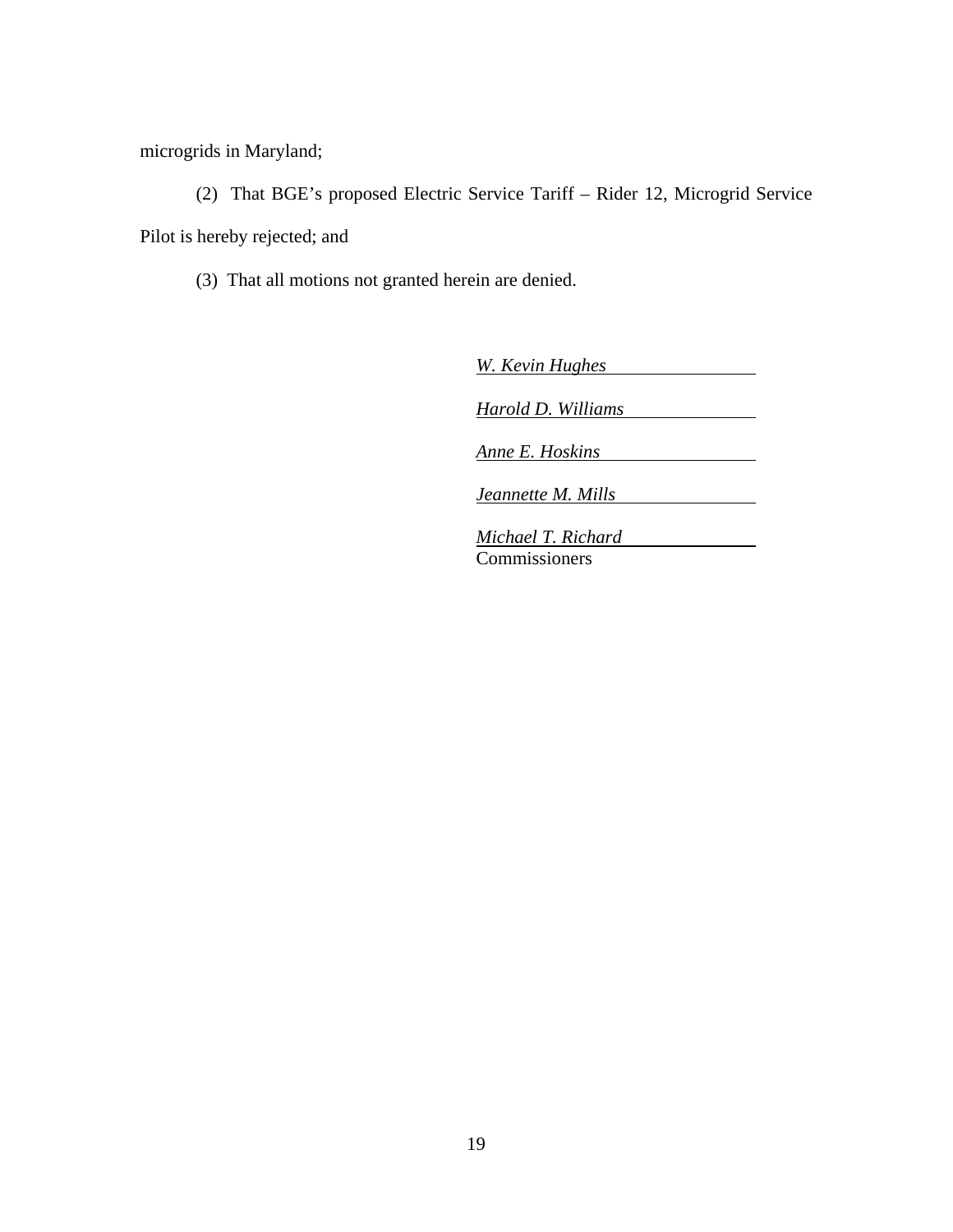microgrids in Maryland;

(2) That BGE's proposed Electric Service Tariff – Rider 12, Microgrid Service Pilot is hereby rejected; and

(3) That all motions not granted herein are denied.

*W. Kevin Hughes*

*Harold D. Williams*

*Anne E. Hoskins*

*Jeannette M. Mills*

*Michael T. Richard*
Commissioners